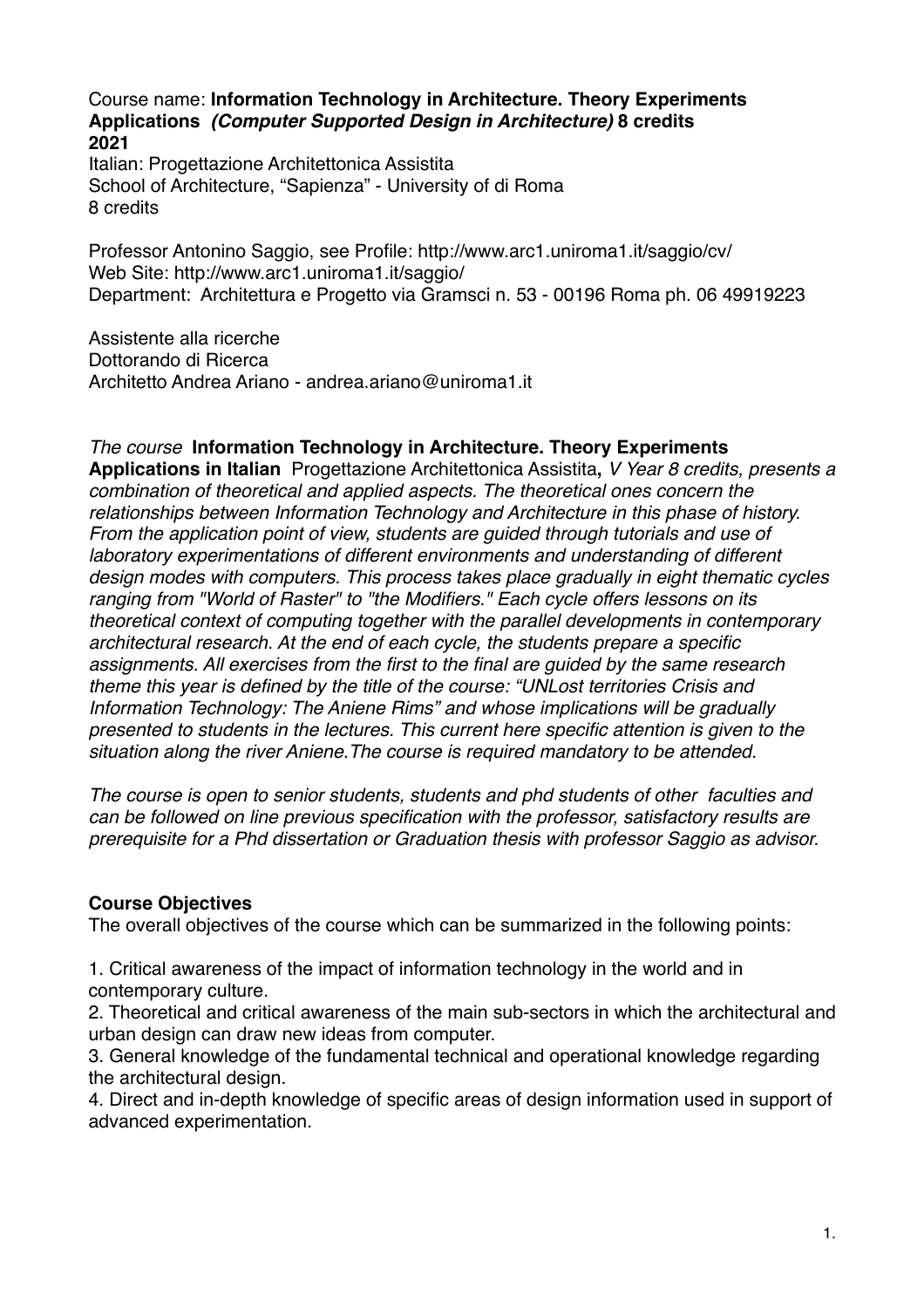Course name: **Information Technology in Architecture. Theory Experiments Applications** ***(Computer Supported Design in Architecture)*** **8 credits 2021**
Italian: Progettazione Architettonica Assistita
School of Architecture, "Sapienza" - University of di Roma
8 credits

Professor Antonino Saggio, see Profile: http://www.arc1.uniroma1.it/saggio/cv/
Web Site: http://www.arc1.uniroma1.it/saggio/
Department: Architettura e Progetto via Gramsci n. 53 - 00196 Roma ph. 06 49919223

Assistente alla ricerche
Dottorando di Ricerca
Architetto Andrea Ariano - andrea.ariano@uniroma1.it

*The course* **Information Technology in Architecture. Theory Experiments Applications in Italian** Progettazione Architettonica Assistita**,** *V Year 8 credits, presents a combination of theoretical and applied aspects. The theoretical ones concern the relationships between Information Technology and Architecture in this phase of history. From the application point of view, students are guided through tutorials and use of laboratory experimentations of different environments and understanding of different design modes with computers. This process takes place gradually in eight thematic cycles ranging from "World of Raster" to "the Modifiers." Each cycle offers lessons on its theoretical context of computing together with the parallel developments in contemporary architectural research. At the end of each cycle, the students prepare a specific assignments. All exercises from the first to the final are guided by the same research theme this year is defined by the title of the course: "UNLost territories Crisis and Information Technology: The Aniene Rims" and whose implications will be gradually presented to students in the lectures. This current here specific attention is given to the situation along the river Aniene.The course is required mandatory to be attended.*

*The course is open to senior students, students and phd students of other faculties and can be followed on line previous specification with the professor, satisfactory results are prerequisite for a Phd dissertation or Graduation thesis with professor Saggio as advisor.*

**Course Objectives**

The overall objectives of the course which can be summarized in the following points:

1. Critical awareness of the impact of information technology in the world and in contemporary culture.
2. Theoretical and critical awareness of the main sub-sectors in which the architectural and urban design can draw new ideas from computer.
3. General knowledge of the fundamental technical and operational knowledge regarding the architectural design.
4. Direct and in-depth knowledge of specific areas of design information used in support of advanced experimentation.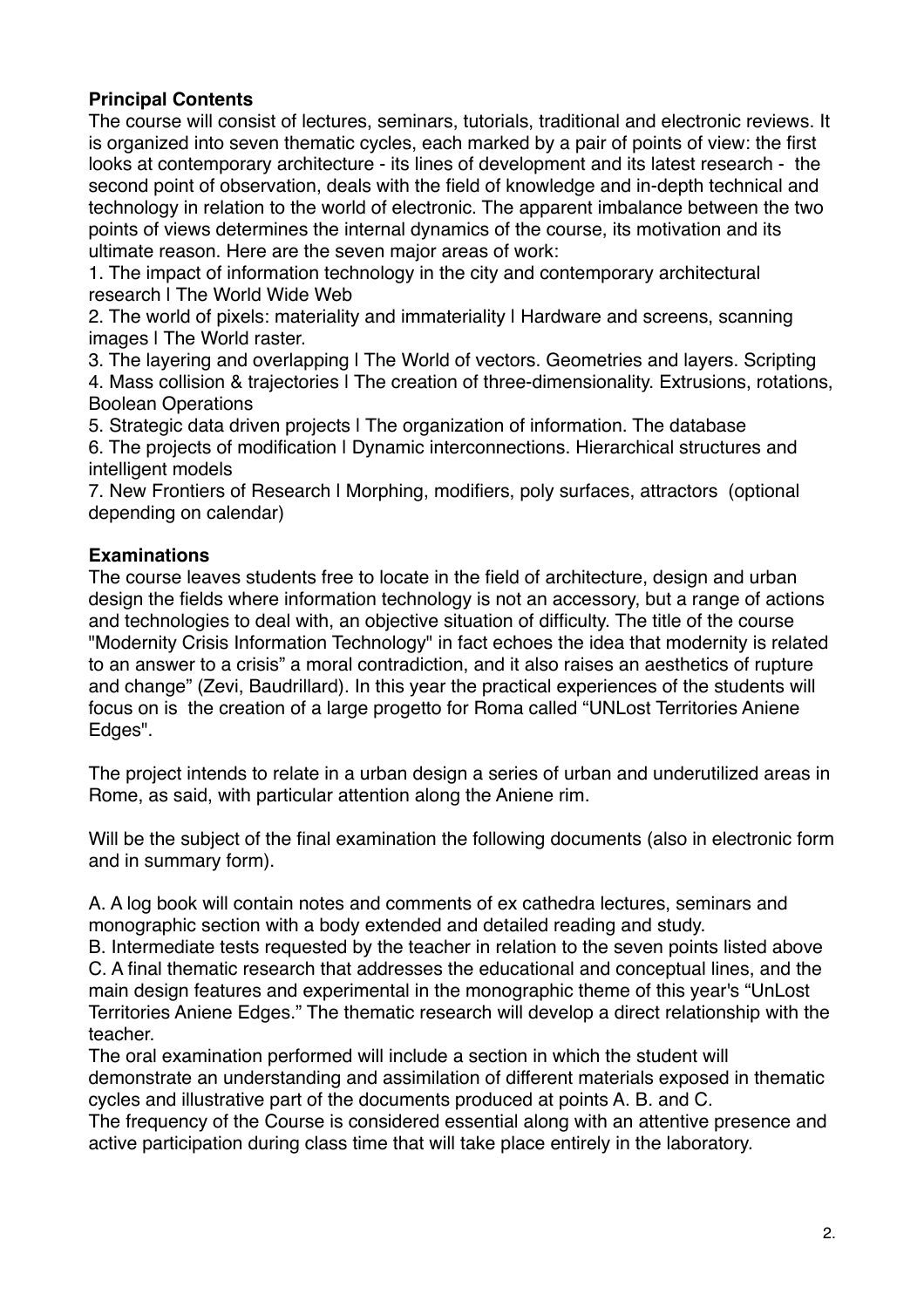**Principal Contents**

The course will consist of lectures, seminars, tutorials, traditional and electronic reviews. It is organized into seven thematic cycles, each marked by a pair of points of view: the first looks at contemporary architecture - its lines of development and its latest research - the second point of observation, deals with the field of knowledge and in-depth technical and technology in relation to the world of electronic. The apparent imbalance between the two points of views determines the internal dynamics of the course, its motivation and its ultimate reason. Here are the seven major areas of work:

1. The impact of information technology in the city and contemporary architectural research | The World Wide Web
2. The world of pixels: materiality and immateriality | Hardware and screens, scanning images | The World raster.
3. The layering and overlapping | The World of vectors. Geometries and layers. Scripting
4. Mass collision & trajectories | The creation of three-dimensionality. Extrusions, rotations, Boolean Operations
5. Strategic data driven projects | The organization of information. The database
6. The projects of modification | Dynamic interconnections. Hierarchical structures and intelligent models
7. New Frontiers of Research | Morphing, modifiers, poly surfaces, attractors (optional depending on calendar)

**Examinations**

The course leaves students free to locate in the field of architecture, design and urban design the fields where information technology is not an accessory, but a range of actions and technologies to deal with, an objective situation of difficulty. The title of the course "Modernity Crisis Information Technology" in fact echoes the idea that modernity is related to an answer to a crisis" a moral contradiction, and it also raises an aesthetics of rupture and change" (Zevi, Baudrillard). In this year the practical experiences of the students will focus on is the creation of a large progetto for Roma called "UNLost Territories Aniene Edges".

The project intends to relate in a urban design a series of urban and underutilized areas in Rome, as said, with particular attention along the Aniene rim.

Will be the subject of the final examination the following documents (also in electronic form and in summary form).

A. A log book will contain notes and comments of ex cathedra lectures, seminars and monographic section with a body extended and detailed reading and study.
B. Intermediate tests requested by the teacher in relation to the seven points listed above
C. A final thematic research that addresses the educational and conceptual lines, and the main design features and experimental in the monographic theme of this year's "UnLost Territories Aniene Edges." The thematic research will develop a direct relationship with the teacher.

The oral examination performed will include a section in which the student will demonstrate an understanding and assimilation of different materials exposed in thematic cycles and illustrative part of the documents produced at points A. B. and C.
The frequency of the Course is considered essential along with an attentive presence and active participation during class time that will take place entirely in the laboratory.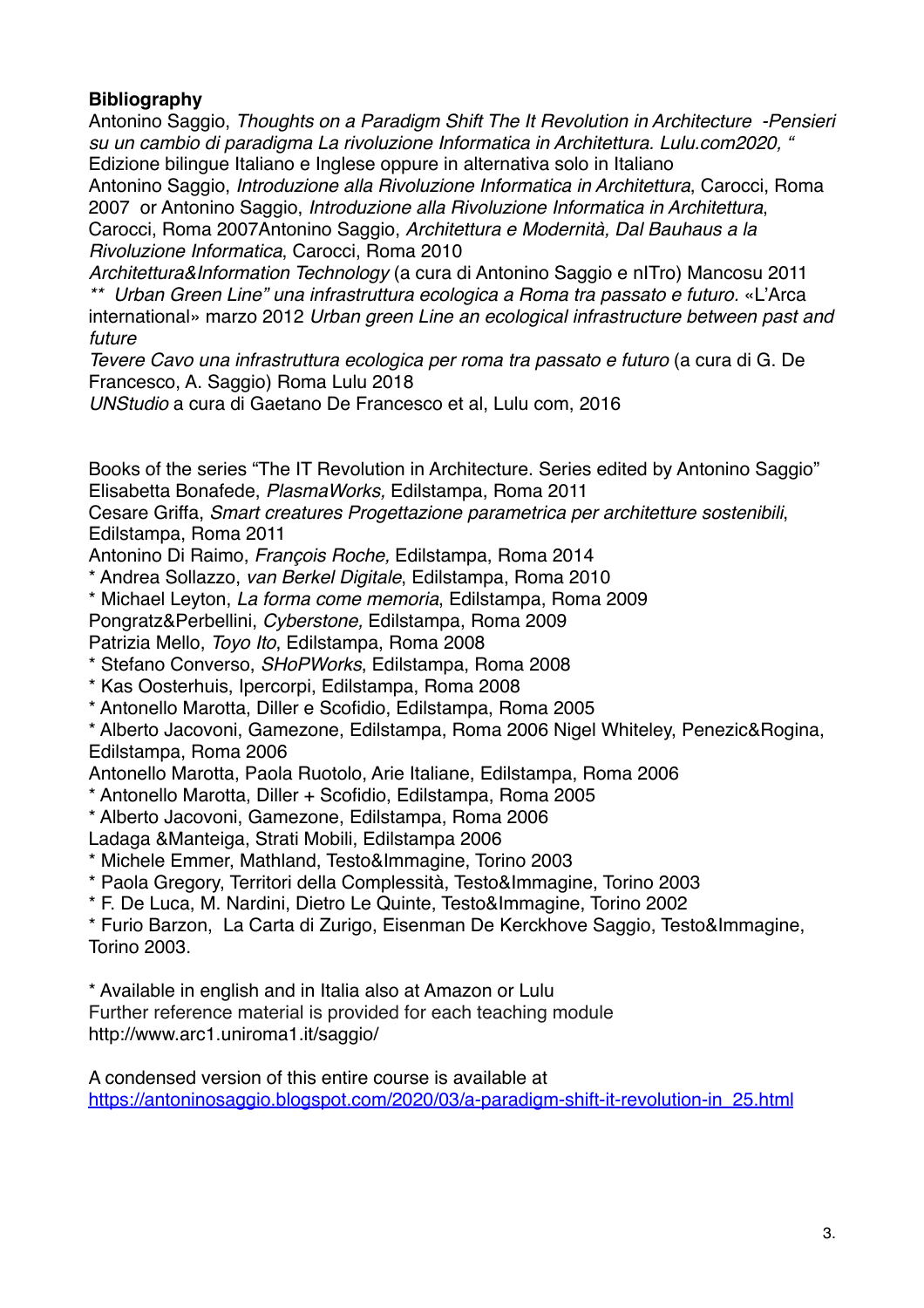**Bibliography**

Antonino Saggio, *Thoughts on a Paradigm Shift The It Revolution in Architecture -Pensieri su un cambio di paradigma La rivoluzione Informatica in Architettura. Lulu.com2020, "* Edizione bilingue Italiano e Inglese oppure in alternativa solo in Italiano

Antonino Saggio, *Introduzione alla Rivoluzione Informatica in Architettura*, Carocci, Roma 2007 or Antonino Saggio, *Introduzione alla Rivoluzione Informatica in Architettura*, Carocci, Roma 2007Antonino Saggio, *Architettura e Modernità, Dal Bauhaus a la Rivoluzione Informatica*, Carocci, Roma 2010

*Architettura&Information Technology* (a cura di Antonino Saggio e nITro) Mancosu 2011

*** Urban Green Line" una infrastruttura ecologica a Roma tra passato e futuro.* «L'Arca international» marzo 2012 *Urban green Line an ecological infrastructure between past and future*

*Tevere Cavo una infrastruttura ecologica per roma tra passato e futuro* (a cura di G. De Francesco, A. Saggio) Roma Lulu 2018

*UNStudio* a cura di Gaetano De Francesco et al, Lulu com, 2016

Books of the series "The IT Revolution in Architecture. Series edited by Antonino Saggio"

Elisabetta Bonafede, *PlasmaWorks,* Edilstampa, Roma 2011

Cesare Griffa, *Smart creatures Progettazione parametrica per architetture sostenibili*, Edilstampa, Roma 2011

Antonino Di Raimo, *François Roche,* Edilstampa, Roma 2014

\* Andrea Sollazzo, *van Berkel Digitale*, Edilstampa, Roma 2010

\* Michael Leyton, *La forma come memoria*, Edilstampa, Roma 2009

Pongratz&Perbellini, *Cyberstone,* Edilstampa, Roma 2009

Patrizia Mello, *Toyo Ito*, Edilstampa, Roma 2008

\* Stefano Converso, *SHoPWorks*, Edilstampa, Roma 2008

\* Kas Oosterhuis, Ipercorpi, Edilstampa, Roma 2008

\* Antonello Marotta, Diller e Scofidio, Edilstampa, Roma 2005

\* Alberto Jacovoni, Gamezone, Edilstampa, Roma 2006 Nigel Whiteley, Penezic&Rogina, Edilstampa, Roma 2006

Antonello Marotta, Paola Ruotolo, Arie Italiane, Edilstampa, Roma 2006

\* Antonello Marotta, Diller + Scofidio, Edilstampa, Roma 2005

\* Alberto Jacovoni, Gamezone, Edilstampa, Roma 2006

Ladaga &Manteiga, Strati Mobili, Edilstampa 2006

\* Michele Emmer, Mathland, Testo&Immagine, Torino 2003

\* Paola Gregory, Territori della Complessità, Testo&Immagine, Torino 2003

\* F. De Luca, M. Nardini, Dietro Le Quinte, Testo&Immagine, Torino 2002

\* Furio Barzon, La Carta di Zurigo, Eisenman De Kerckhove Saggio, Testo&Immagine, Torino 2003.

\* Available in english and in Italia also at Amazon or Lulu

Further reference material is provided for each teaching module

http://www.arc1.uniroma1.it/saggio/

A condensed version of this entire course is available at

https://antoninosaggio.blogspot.com/2020/03/a-paradigm-shift-it-revolution-in_25.html